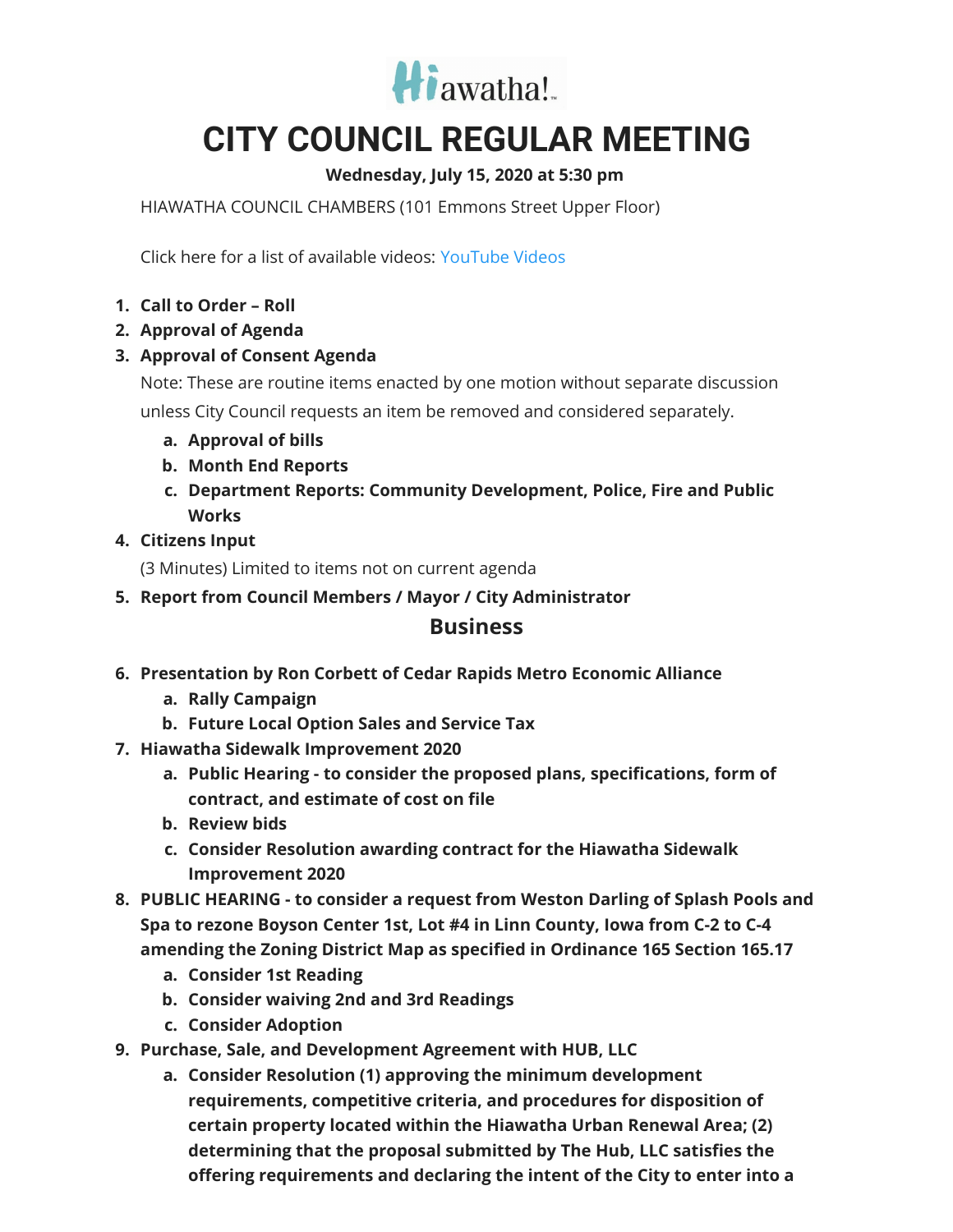Hiawatha!

# CITY COUNCIL REGULAR MEETING

**Wednesday, July 15, 2020 at 5:30 pm**

HIAWATHA COUNCIL CHAMBERS (101 Emmons Street Upper Floor)

Click here for a list of available videos: YouTube Videos

1. **Call to Order – Roll**
2. **Approval of Agenda**
3. **Approval of Consent Agenda**

   Note: These are routine items enacted by one motion without separate discussion unless City Council requests an item be removed and considered separately.

   a. **Approval of bills**
   b. **Month End Reports**
   c. **Department Reports: Community Development, Police, Fire and Public Works**
4. **Citizens Input**

   (3 Minutes) Limited to items not on current agenda
5. **Report from Council Members / Mayor / City Administrator**

## Business

6. **Presentation by Ron Corbett of Cedar Rapids Metro Economic Alliance**
   a. **Rally Campaign**
   b. **Future Local Option Sales and Service Tax**
7. **Hiawatha Sidewalk Improvement 2020**
   a. **Public Hearing - to consider the proposed plans, specifications, form of contract, and estimate of cost on file**
   b. **Review bids**
   c. **Consider Resolution awarding contract for the Hiawatha Sidewalk Improvement 2020**
8. **PUBLIC HEARING - to consider a request from Weston Darling of Splash Pools and Spa to rezone Boyson Center 1st, Lot #4 in Linn County, Iowa from C-2 to C-4 amending the Zoning District Map as specified in Ordinance 165 Section 165.17**
   a. **Consider 1st Reading**
   b. **Consider waiving 2nd and 3rd Readings**
   c. **Consider Adoption**
9. **Purchase, Sale, and Development Agreement with HUB, LLC**
   a. **Consider Resolution (1) approving the minimum development requirements, competitive criteria, and procedures for disposition of certain property located within the Hiawatha Urban Renewal Area; (2) determining that the proposal submitted by The Hub, LLC satisfies the offering requirements and declaring the intent of the City to enter into a**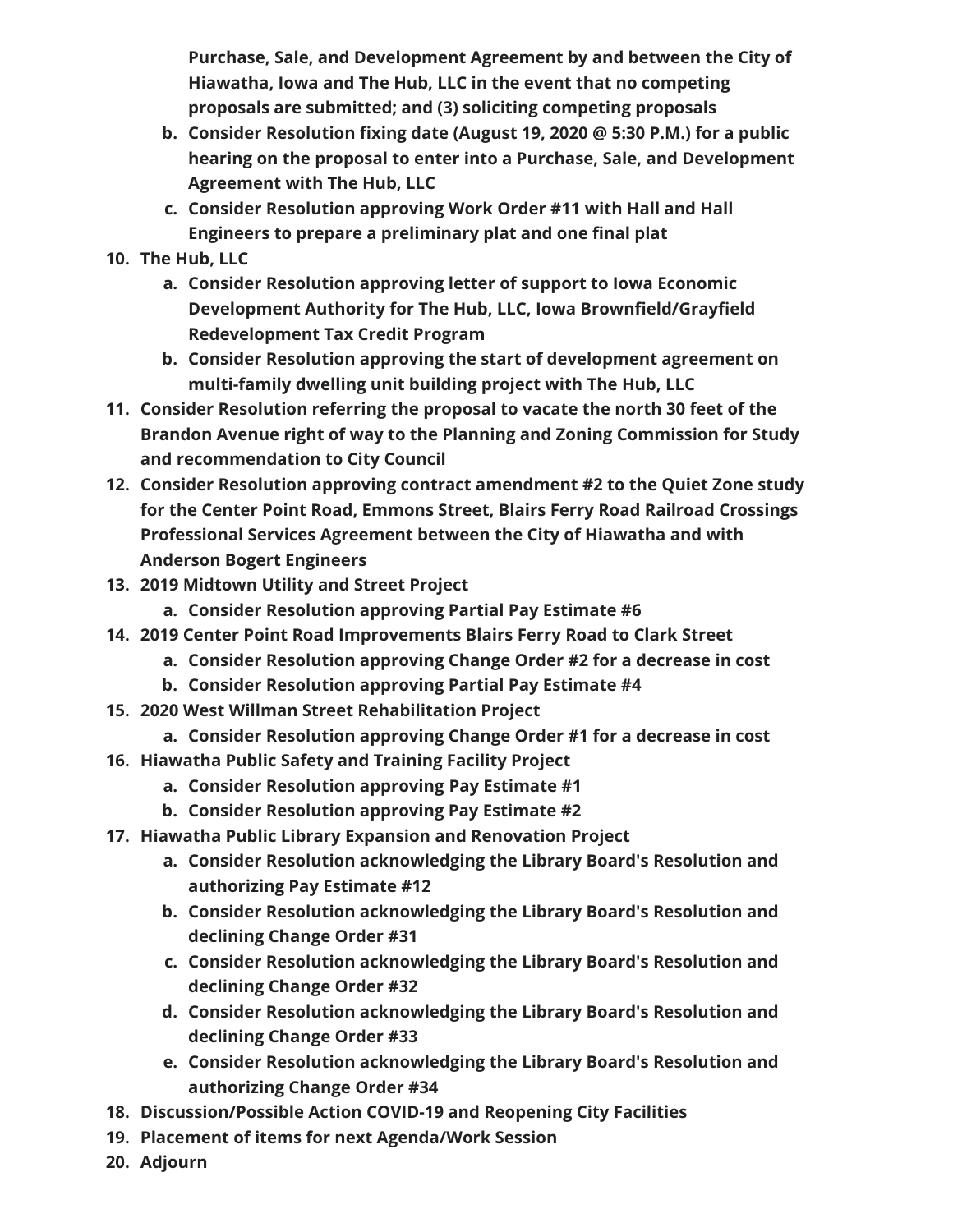**Purchase, Sale, and Development Agreement by and between the City of Hiawatha, Iowa and The Hub, LLC in the event that no competing proposals are submitted; and (3) soliciting competing proposals**

   b. **Consider Resolution fixing date (August 19, 2020 @ 5:30 P.M.) for a public hearing on the proposal to enter into a Purchase, Sale, and Development Agreement with The Hub, LLC**
   c. **Consider Resolution approving Work Order #11 with Hall and Hall Engineers to prepare a preliminary plat and one final plat**

10. **The Hub, LLC**
    a. **Consider Resolution approving letter of support to Iowa Economic Development Authority for The Hub, LLC, Iowa Brownfield/Grayfield Redevelopment Tax Credit Program**
    b. **Consider Resolution approving the start of development agreement on multi-family dwelling unit building project with The Hub, LLC**
11. **Consider Resolution referring the proposal to vacate the north 30 feet of the Brandon Avenue right of way to the Planning and Zoning Commission for Study and recommendation to City Council**
12. **Consider Resolution approving contract amendment #2 to the Quiet Zone study for the Center Point Road, Emmons Street, Blairs Ferry Road Railroad Crossings Professional Services Agreement between the City of Hiawatha and with Anderson Bogert Engineers**
13. **2019 Midtown Utility and Street Project**
    a. **Consider Resolution approving Partial Pay Estimate #6**
14. **2019 Center Point Road Improvements Blairs Ferry Road to Clark Street**
    a. **Consider Resolution approving Change Order #2 for a decrease in cost**
    b. **Consider Resolution approving Partial Pay Estimate #4**
15. **2020 West Willman Street Rehabilitation Project**
    a. **Consider Resolution approving Change Order #1 for a decrease in cost**
16. **Hiawatha Public Safety and Training Facility Project**
    a. **Consider Resolution approving Pay Estimate #1**
    b. **Consider Resolution approving Pay Estimate #2**
17. **Hiawatha Public Library Expansion and Renovation Project**
    a. **Consider Resolution acknowledging the Library Board's Resolution and authorizing Pay Estimate #12**
    b. **Consider Resolution acknowledging the Library Board's Resolution and declining Change Order #31**
    c. **Consider Resolution acknowledging the Library Board's Resolution and declining Change Order #32**
    d. **Consider Resolution acknowledging the Library Board's Resolution and declining Change Order #33**
    e. **Consider Resolution acknowledging the Library Board's Resolution and authorizing Change Order #34**
18. **Discussion/Possible Action COVID-19 and Reopening City Facilities**
19. **Placement of items for next Agenda/Work Session**
20. **Adjourn**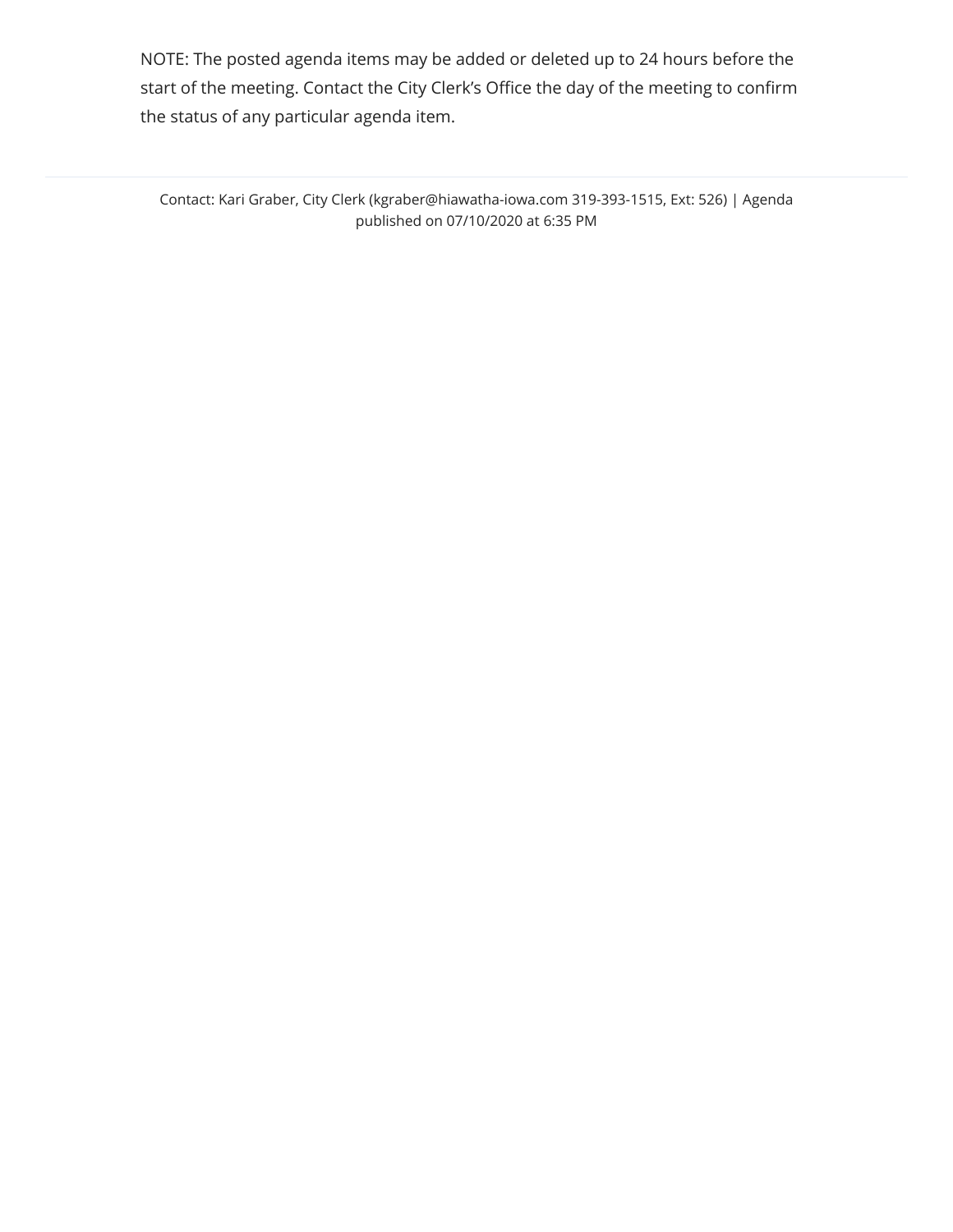NOTE: The posted agenda items may be added or deleted up to 24 hours before the start of the meeting. Contact the City Clerk's Office the day of the meeting to confirm the status of any particular agenda item.

---

Contact: Kari Graber, City Clerk (kgraber@hiawatha-iowa.com 319-393-1515, Ext: 526) | Agenda published on 07/10/2020 at 6:35 PM